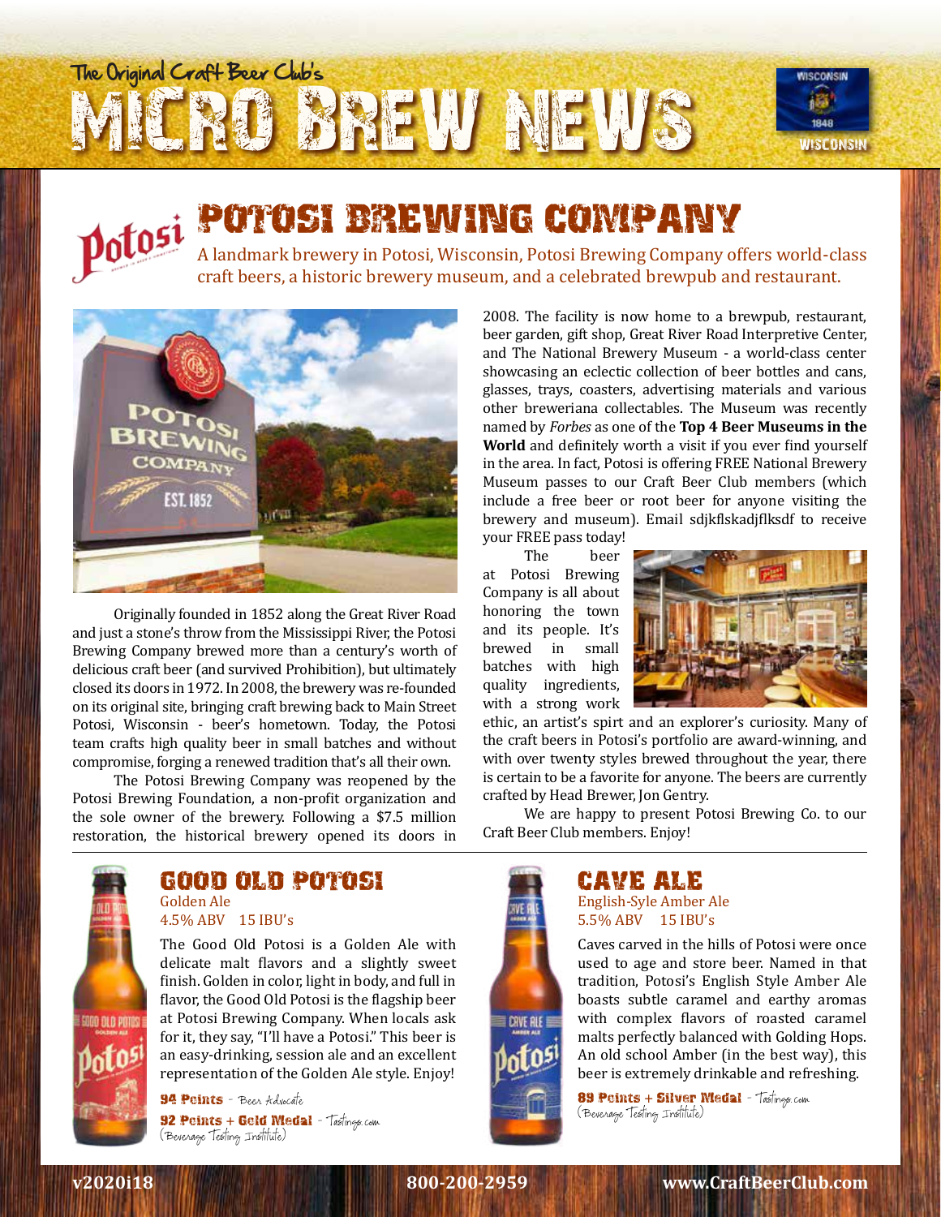The Original Craft Beer Club's

# MICRO BREW NEWS

## POTOSI BREWING COMPANY

A landmark brewery in Potosi, Wisconsin, Potosi Brewing Company offers world-class craft beers, a historic brewery museum, and a celebrated brewpub and restaurant.

Originally founded in 1852 along the Great River Road and just a stone's throw from the Mississippi River, the Potosi Brewing Company brewed more than a century's worth of delicious craft beer (and survived Prohibition), but ultimately closed its doors in 1972. In 2008, the brewery was re-founded on its original site, bringing craft brewing back to Main Street Potosi, Wisconsin - beer's hometown. Today, the Potosi team crafts high quality beer in small batches and without compromise, forging a renewed tradition that's all their own.

The Potosi Brewing Company was reopened by the Potosi Brewing Foundation, a non-profit organization and the sole owner of the brewery. Following a $7.5 million restoration, the historical brewery opened its doors in 2008. The facility is now home to a brewpub, restaurant, beer garden, gift shop, Great River Road Interpretive Center, and The National Brewery Museum - a world-class center showcasing an eclectic collection of beer bottles and cans, glasses, trays, coasters, advertising materials and various other breweriana collectables. The Museum was recently named by *Forbes* as one of the **Top 4 Beer Museums in the World** and definitely worth a visit if you ever find yourself in the area. In fact, Potosi is offering FREE National Brewery Museum passes to our Craft Beer Club members (which include a free beer or root beer for anyone visiting the brewery and museum). Email sdjkflskadjflksdf to receive your FREE pass today!

The beer at Potosi Brewing Company is all about honoring the town and its people. It's brewed in small batches with high quality ingredients, with a strong work ethic, an artist's spirt and an explorer's curiosity. Many of the craft beers in Potosi's portfolio are award-winning, and with over twenty styles brewed throughout the year, there is certain to be a favorite for anyone. The beers are currently crafted by Head Brewer, Jon Gentry.

We are happy to present Potosi Brewing Co. to our Craft Beer Club members. Enjoy!

### GOOD OLD POTOSI

Golden Ale
4.5% ABV 15 IBU's

The Good Old Potosi is a Golden Ale with delicate malt flavors and a slightly sweet finish. Golden in color, light in body, and full in flavor, the Good Old Potosi is the flagship beer at Potosi Brewing Company. When locals ask for it, they say, "I'll have a Potosi." This beer is an easy-drinking, session ale and an excellent representation of the Golden Ale style. Enjoy!

**94 Points** - Beer Advocate
**92 Points + Gold Medal** - Tastings.com (Beverage Testing Institute)

### CAVE ALE

English-Syle Amber Ale
5.5% ABV 15 IBU's

Caves carved in the hills of Potosi were once used to age and store beer. Named in that tradition, Potosi's English Style Amber Ale boasts subtle caramel and earthy aromas with complex flavors of roasted caramel malts perfectly balanced with Golding Hops. An old school Amber (in the best way), this beer is extremely drinkable and refreshing.

**89 Points + Silver Medal** - Tastings.com (Beverage Testing Institute)

v2020i18 800-200-2959 www.CraftBeerClub.com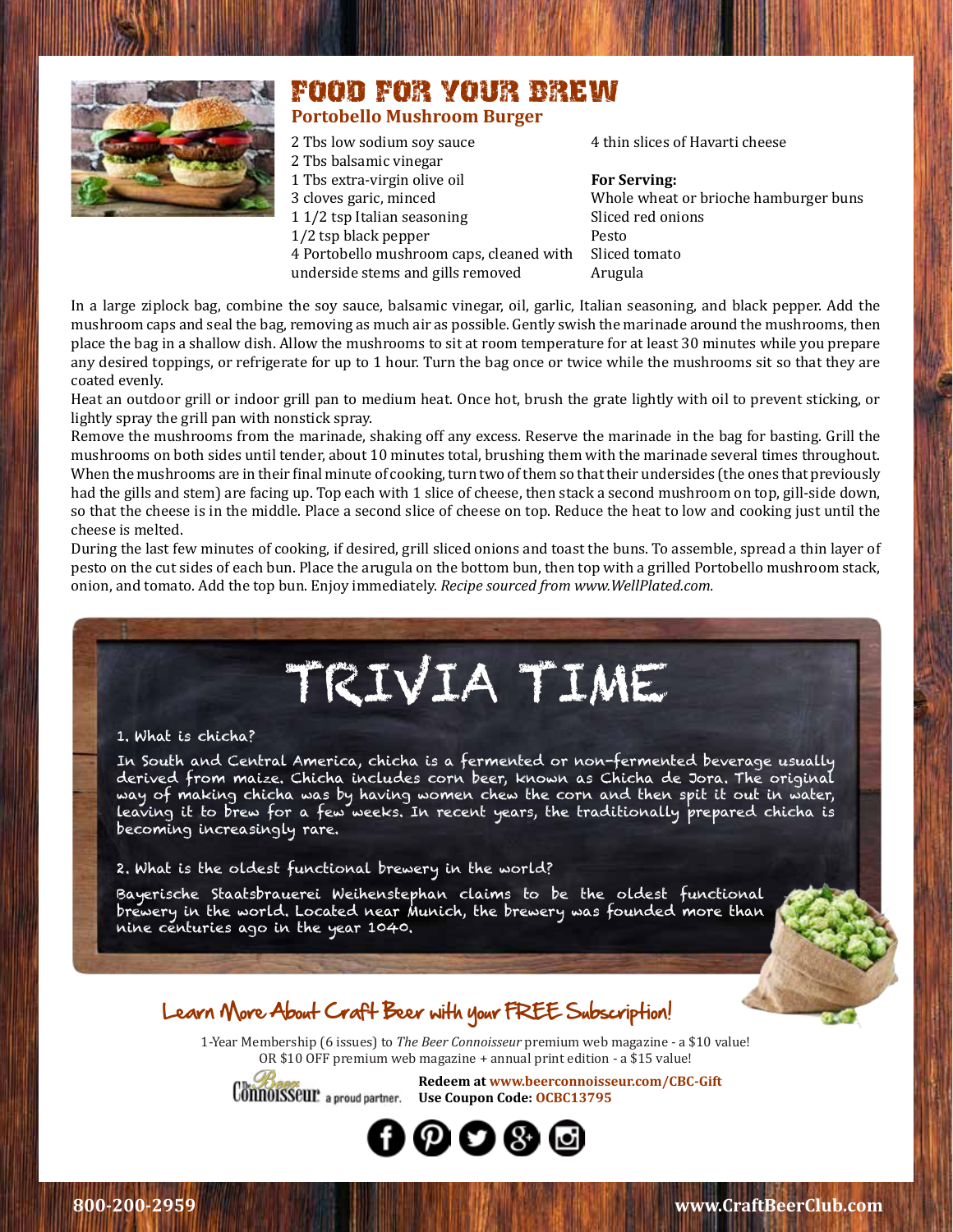# FOOD FOR YOUR BREW

## Portobello Mushroom Burger

2 Tbs low sodium soy sauce
2 Tbs balsamic vinegar
1 Tbs extra-virgin olive oil
3 cloves garic, minced
1 1/2 tsp Italian seasoning
1/2 tsp black pepper
4 Portobello mushroom caps, cleaned with underside stems and gills removed
4 thin slices of Havarti cheese

**For Serving:**
Whole wheat or brioche hamburger buns
Sliced red onions
Pesto
Sliced tomato
Arugula

In a large ziplock bag, combine the soy sauce, balsamic vinegar, oil, garlic, Italian seasoning, and black pepper. Add the mushroom caps and seal the bag, removing as much air as possible. Gently swish the marinade around the mushrooms, then place the bag in a shallow dish. Allow the mushrooms to sit at room temperature for at least 30 minutes while you prepare any desired toppings, or refrigerate for up to 1 hour. Turn the bag once or twice while the mushrooms sit so that they are coated evenly.

Heat an outdoor grill or indoor grill pan to medium heat. Once hot, brush the grate lightly with oil to prevent sticking, or lightly spray the grill pan with nonstick spray.

Remove the mushrooms from the marinade, shaking off any excess. Reserve the marinade in the bag for basting. Grill the mushrooms on both sides until tender, about 10 minutes total, brushing them with the marinade several times throughout. When the mushrooms are in their final minute of cooking, turn two of them so that their undersides (the ones that previously had the gills and stem) are facing up. Top each with 1 slice of cheese, then stack a second mushroom on top, gill-side down, so that the cheese is in the middle. Place a second slice of cheese on top. Reduce the heat to low and cooking just until the cheese is melted.

During the last few minutes of cooking, if desired, grill sliced onions and toast the buns. To assemble, spread a thin layer of pesto on the cut sides of each bun. Place the arugula on the bottom bun, then top with a grilled Portobello mushroom stack, onion, and tomato. Add the top bun. Enjoy immediately. *Recipe sourced from www.WellPlated.com.*

# TRIVIA TIME

1. What is chicha?

In South and Central America, chicha is a fermented or non-fermented beverage usually derived from maize. Chicha includes corn beer, known as Chicha de Jora. The original way of making chicha was by having women chew the corn and then spit it out in water, leaving it to brew for a few weeks. In recent years, the traditionally prepared chicha is becoming increasingly rare.

2. What is the oldest functional brewery in the world?

Bayerische Staatsbrauerei Weihenstephan claims to be the oldest functional brewery in the world. Located near Munich, the brewery was founded more than nine centuries ago in the year 1040.

## Learn More About Craft Beer with your FREE Subscription!

1-Year Membership (6 issues) to *The Beer Connoisseur* premium web magazine - a $10 value!
OR $10 OFF premium web magazine + annual print edition - a $15 value!

The Beer Connoisseur a proud partner.

**Redeem at www.beerconnoisseur.com/CBC-Gift**
**Use Coupon Code: OCBC13795**

**800-200-2959** **www.CraftBeerClub.com**